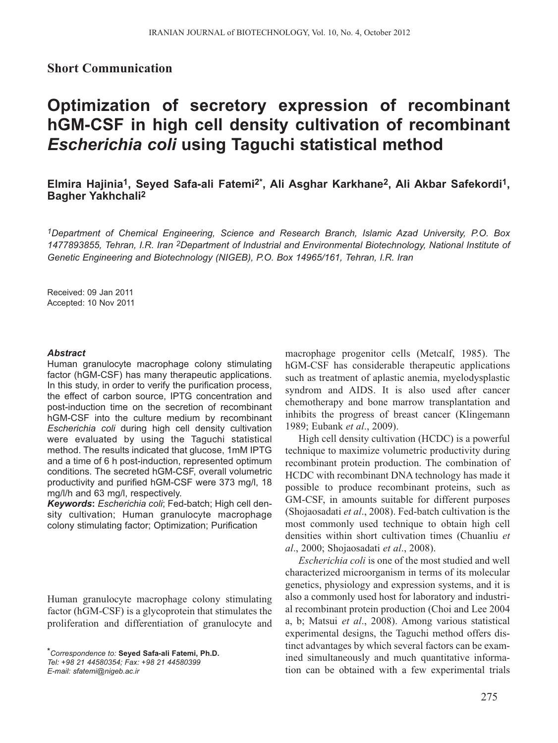## Short Communication

# Optimization of secretory expression of recombinant hGM-CSF in high cell density cultivation of recombinant *Escherichia coli* using Taguchi statistical method

**Elmira Hajinia[1], Seyed Safa-ali Fatemi[2*], Ali Asghar Karkhane[2], Ali Akbar Safekordi[1], Bagher Yakhchali[2]**

*[1]Department of Chemical Engineering, Science and Research Branch, Islamic Azad University, P.O. Box 1477893855, Tehran, I.R. Iran [2]Department of Industrial and Environmental Biotechnology, National Institute of Genetic Engineering and Biotechnology (NIGEB), P.O. Box 14965/161, Tehran, I.R. Iran*

Received: 09 Jan 2011
Accepted: 10 Nov 2011

***Abstract***

Human granulocyte macrophage colony stimulating factor (hGM-CSF) has many therapeutic applications. In this study, in order to verify the purification process, the effect of carbon source, IPTG concentration and post-induction time on the secretion of recombinant hGM-CSF into the culture medium by recombinant *Escherichia coli* during high cell density cultivation were evaluated by using the Taguchi statistical method. The results indicated that glucose, 1mM IPTG and a time of 6 h post-induction, represented optimum conditions. The secreted hGM-CSF, overall volumetric productivity and purified hGM-CSF were 373 mg/l, 18 mg/l/h and 63 mg/l, respectively.

***Keywords*:** *Escherichia coli*; Fed-batch; High cell density cultivation; Human granulocyte macrophage colony stimulating factor; Optimization; Purification

Human granulocyte macrophage colony stimulating factor (hGM-CSF) is a glycoprotein that stimulates the proliferation and differentiation of granulocyte and macrophage progenitor cells (Metcalf, 1985). The hGM-CSF has considerable therapeutic applications such as treatment of aplastic anemia, myelodysplastic syndrom and AIDS. It is also used after cancer chemotherapy and bone marrow transplantation and inhibits the progress of breast cancer (Klingemann 1989; Eubank *et al*., 2009).

High cell density cultivation (HCDC) is a powerful technique to maximize volumetric productivity during recombinant protein production. The combination of HCDC with recombinant DNA technology has made it possible to produce recombinant proteins, such as GM-CSF, in amounts suitable for different purposes (Shojaosadati *et al*., 2008). Fed-batch cultivation is the most commonly used technique to obtain high cell densities within short cultivation times (Chuanliu *et al*., 2000; Shojaosadati *et al*., 2008).

*Escherichia coli* is one of the most studied and well characterized microorganism in terms of its molecular genetics, physiology and expression systems, and it is also a commonly used host for laboratory and industrial recombinant protein production (Choi and Lee 2004 a, b; Matsui *et al*., 2008). Among various statistical experimental designs, the Taguchi method offers distinct advantages by which several factors can be examined simultaneously and much quantitative information can be obtained with a few experimental trials

*Correspondence to:* **Seyed Safa-ali Fatemi, Ph.D.**
*Tel: +98 21 44580354; Fax: +98 21 44580399*
*E-mail: sfatemi@nigeb.ac.ir*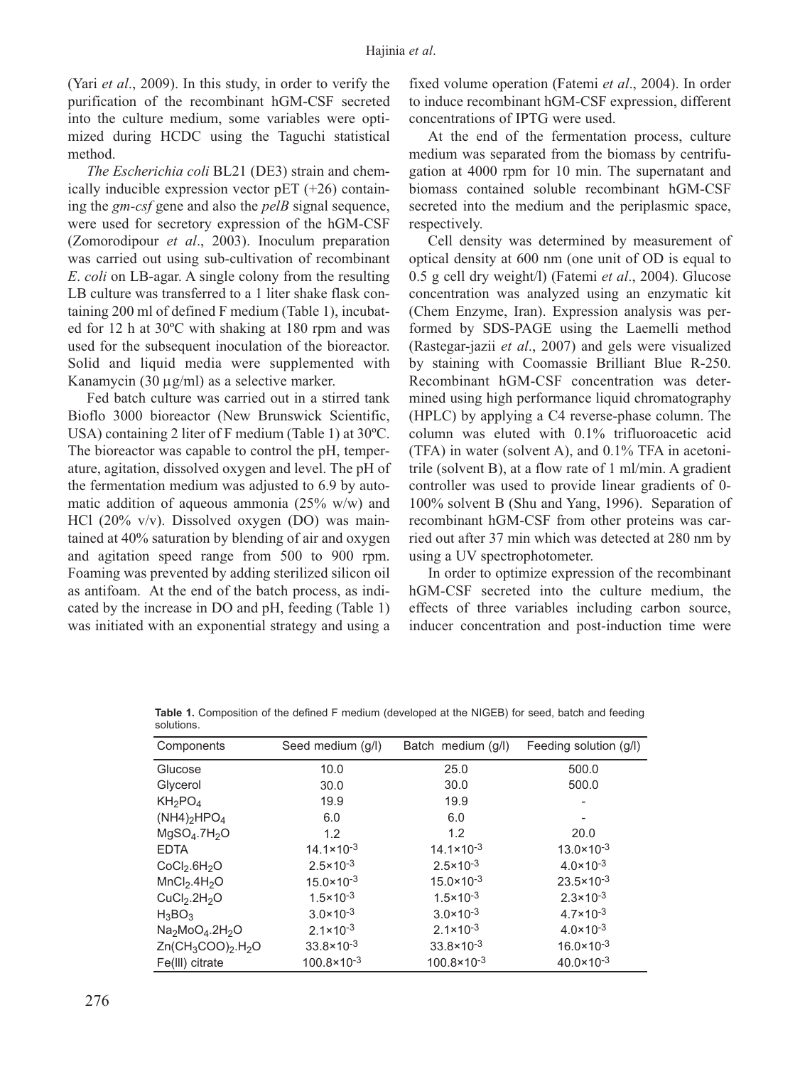(Yari *et al*., 2009). In this study, in order to verify the purification of the recombinant hGM-CSF secreted into the culture medium, some variables were optimized during HCDC using the Taguchi statistical method.

*The Escherichia coli* BL21 (DE3) strain and chemically inducible expression vector pET (+26) containing the *gm-csf* gene and also the *pelB* signal sequence, were used for secretory expression of the hGM-CSF (Zomorodipour *et al*., 2003). Inoculum preparation was carried out using sub-cultivation of recombinant *E. coli* on LB-agar. A single colony from the resulting LB culture was transferred to a 1 liter shake flask containing 200 ml of defined F medium (Table 1), incubated for 12 h at 30ºC with shaking at 180 rpm and was used for the subsequent inoculation of the bioreactor. Solid and liquid media were supplemented with Kanamycin (30 µg/ml) as a selective marker.

Fed batch culture was carried out in a stirred tank Bioflo 3000 bioreactor (New Brunswick Scientific, USA) containing 2 liter of F medium (Table 1) at 30ºC. The bioreactor was capable to control the pH, temperature, agitation, dissolved oxygen and level. The pH of the fermentation medium was adjusted to 6.9 by automatic addition of aqueous ammonia (25% w/w) and HCl (20% v/v). Dissolved oxygen (DO) was maintained at 40% saturation by blending of air and oxygen and agitation speed range from 500 to 900 rpm. Foaming was prevented by adding sterilized silicon oil as antifoam. At the end of the batch process, as indicated by the increase in DO and pH, feeding (Table 1) was initiated with an exponential strategy and using a fixed volume operation (Fatemi *et al*., 2004). In order to induce recombinant hGM-CSF expression, different concentrations of IPTG were used.

At the end of the fermentation process, culture medium was separated from the biomass by centrifugation at 4000 rpm for 10 min. The supernatant and biomass contained soluble recombinant hGM-CSF secreted into the medium and the periplasmic space, respectively.

Cell density was determined by measurement of optical density at 600 nm (one unit of OD is equal to 0.5 g cell dry weight/l) (Fatemi *et al*., 2004). Glucose concentration was analyzed using an enzymatic kit (Chem Enzyme, Iran). Expression analysis was performed by SDS-PAGE using the Laemelli method (Rastegar-jazii *et al*., 2007) and gels were visualized by staining with Coomassie Brilliant Blue R-250. Recombinant hGM-CSF concentration was determined using high performance liquid chromatography (HPLC) by applying a C4 reverse-phase column. The column was eluted with 0.1% trifluoroacetic acid (TFA) in water (solvent A), and 0.1% TFA in acetonitrile (solvent B), at a flow rate of 1 ml/min. A gradient controller was used to provide linear gradients of 0-100% solvent B (Shu and Yang, 1996). Separation of recombinant hGM-CSF from other proteins was carried out after 37 min which was detected at 280 nm by using a UV spectrophotometer.

In order to optimize expression of the recombinant hGM-CSF secreted into the culture medium, the effects of three variables including carbon source, inducer concentration and post-induction time were

**Table 1.** Composition of the defined F medium (developed at the NIGEB) for seed, batch and feeding solutions.

| Components | Seed medium (g/l) | Batch medium (g/l) | Feeding solution (g/l) |
|---|---|---|---|
| Glucose | 10.0 | 25.0 | 500.0 |
| Glycerol | 30.0 | 30.0 | 500.0 |
| $KH_2PO_4$ | 19.9 | 19.9 | - |
| $(NH4)_2HPO_4$ | 6.0 | 6.0 | - |
| $MgSO_4.7H_2O$ | 1.2 | 1.2 | 20.0 |
| EDTA | $14.1\times10^{-3}$ | $14.1\times10^{-3}$ | $13.0\times10^{-3}$ |
| $CoCl_2.6H_2O$ | $2.5\times10^{-3}$ | $2.5\times10^{-3}$ | $4.0\times10^{-3}$ |
| $MnCl_2.4H_2O$ | $15.0\times10^{-3}$ | $15.0\times10^{-3}$ | $23.5\times10^{-3}$ |
| $CuCl_2.2H_2O$ | $1.5\times10^{-3}$ | $1.5\times10^{-3}$ | $2.3\times10^{-3}$ |
| $H_3BO_3$ | $3.0\times10^{-3}$ | $3.0\times10^{-3}$ | $4.7\times10^{-3}$ |
| $Na_2MoO_4.2H_2O$ | $2.1\times10^{-3}$ | $2.1\times10^{-3}$ | $4.0\times10^{-3}$ |
| $Zn(CH_3COO)_2.H_2O$ | $33.8\times10^{-3}$ | $33.8\times10^{-3}$ | $16.0\times10^{-3}$ |
| Fe(III) citrate | $100.8\times10^{-3}$ | $100.8\times10^{-3}$ | $40.0\times10^{-3}$ |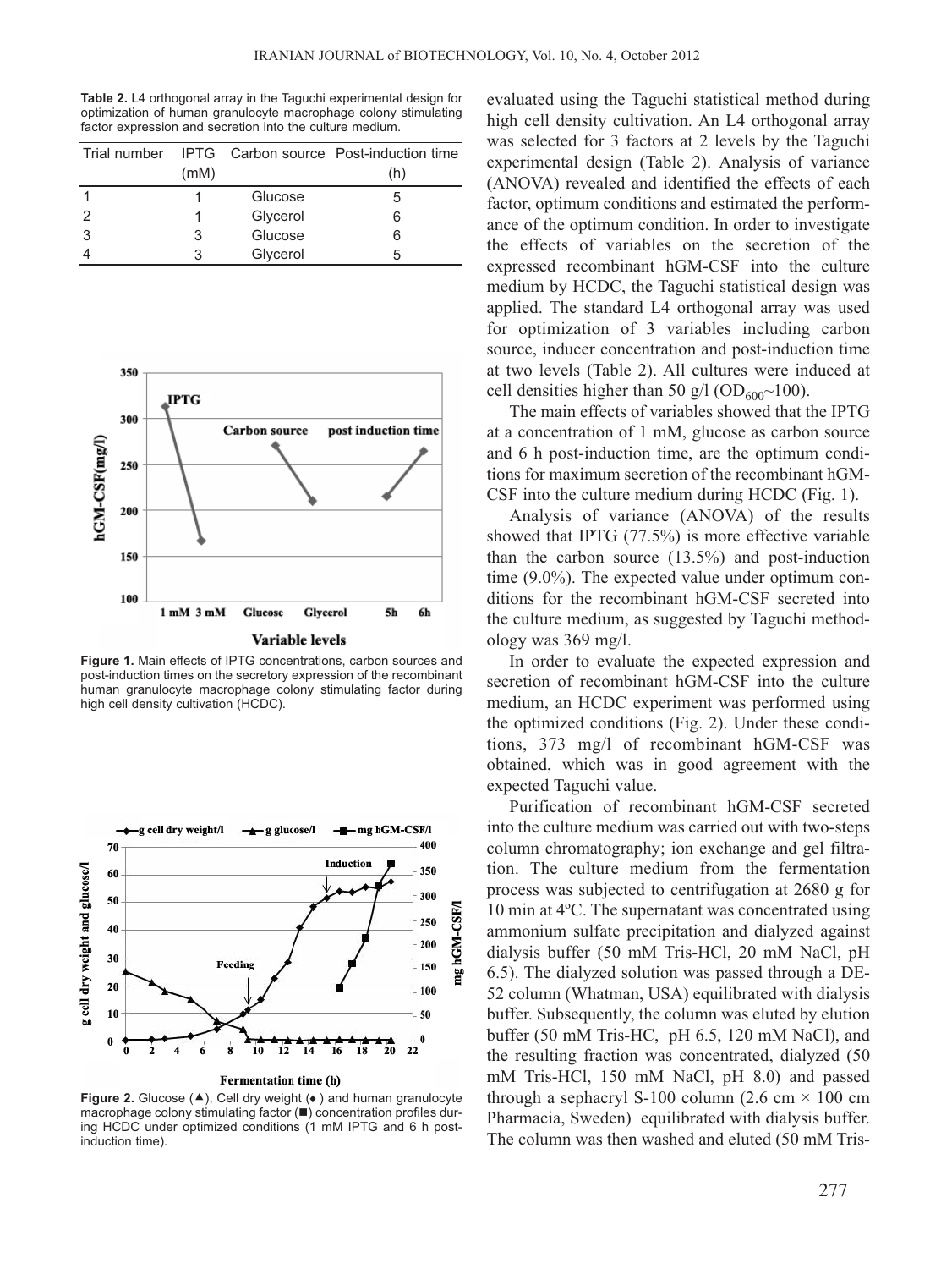**Table 2.** L4 orthogonal array in the Taguchi experimental design for optimization of human granulocyte macrophage colony stimulating factor expression and secretion into the culture medium.

| Trial number | IPTG (mM) | Carbon source | Post-induction time (h) |
|---|---|---|---|
| 1 | 1 | Glucose | 5 |
| 2 | 1 | Glycerol | 6 |
| 3 | 3 | Glucose | 6 |
| 4 | 3 | Glycerol | 5 |

**Figure 1.** Main effects of IPTG concentrations, carbon sources and post-induction times on the secretory expression of the recombinant human granulocyte macrophage colony stimulating factor during high cell density cultivation (HCDC).

**Figure 2.** Glucose (▲), Cell dry weight (♦ ) and human granulocyte macrophage colony stimulating factor (■) concentration profiles during HCDC under optimized conditions (1 mM IPTG and 6 h post-induction time).

evaluated using the Taguchi statistical method during high cell density cultivation. An L4 orthogonal array was selected for 3 factors at 2 levels by the Taguchi experimental design (Table 2). Analysis of variance (ANOVA) revealed and identified the effects of each factor, optimum conditions and estimated the performance of the optimum condition. In order to investigate the effects of variables on the secretion of the expressed recombinant hGM-CSF into the culture medium by HCDC, the Taguchi statistical design was applied. The standard L4 orthogonal array was used for optimization of 3 variables including carbon source, inducer concentration and post-induction time at two levels (Table 2). All cultures were induced at cell densities higher than 50 g/l ($OD_{600}$~100).

The main effects of variables showed that the IPTG at a concentration of 1 mM, glucose as carbon source and 6 h post-induction time, are the optimum conditions for maximum secretion of the recombinant hGM-CSF into the culture medium during HCDC (Fig. 1).

Analysis of variance (ANOVA) of the results showed that IPTG (77.5%) is more effective variable than the carbon source (13.5%) and post-induction time (9.0%). The expected value under optimum conditions for the recombinant hGM-CSF secreted into the culture medium, as suggested by Taguchi methodology was 369 mg/l.

In order to evaluate the expected expression and secretion of recombinant hGM-CSF into the culture medium, an HCDC experiment was performed using the optimized conditions (Fig. 2). Under these conditions, 373 mg/l of recombinant hGM-CSF was obtained, which was in good agreement with the expected Taguchi value.

Purification of recombinant hGM-CSF secreted into the culture medium was carried out with two-steps column chromatography; ion exchange and gel filtration. The culture medium from the fermentation process was subjected to centrifugation at 2680 g for 10 min at 4ºC. The supernatant was concentrated using ammonium sulfate precipitation and dialyzed against dialysis buffer (50 mM Tris-HCl, 20 mM NaCl, pH 6.5). The dialyzed solution was passed through a DE-52 column (Whatman, USA) equilibrated with dialysis buffer. Subsequently, the column was eluted by elution buffer (50 mM Tris-HC, pH 6.5, 120 mM NaCl), and the resulting fraction was concentrated, dialyzed (50 mM Tris-HCl, 150 mM NaCl, pH 8.0) and passed through a sephacryl S-100 column (2.6 cm × 100 cm Pharmacia, Sweden) equilibrated with dialysis buffer. The column was then washed and eluted (50 mM Tris-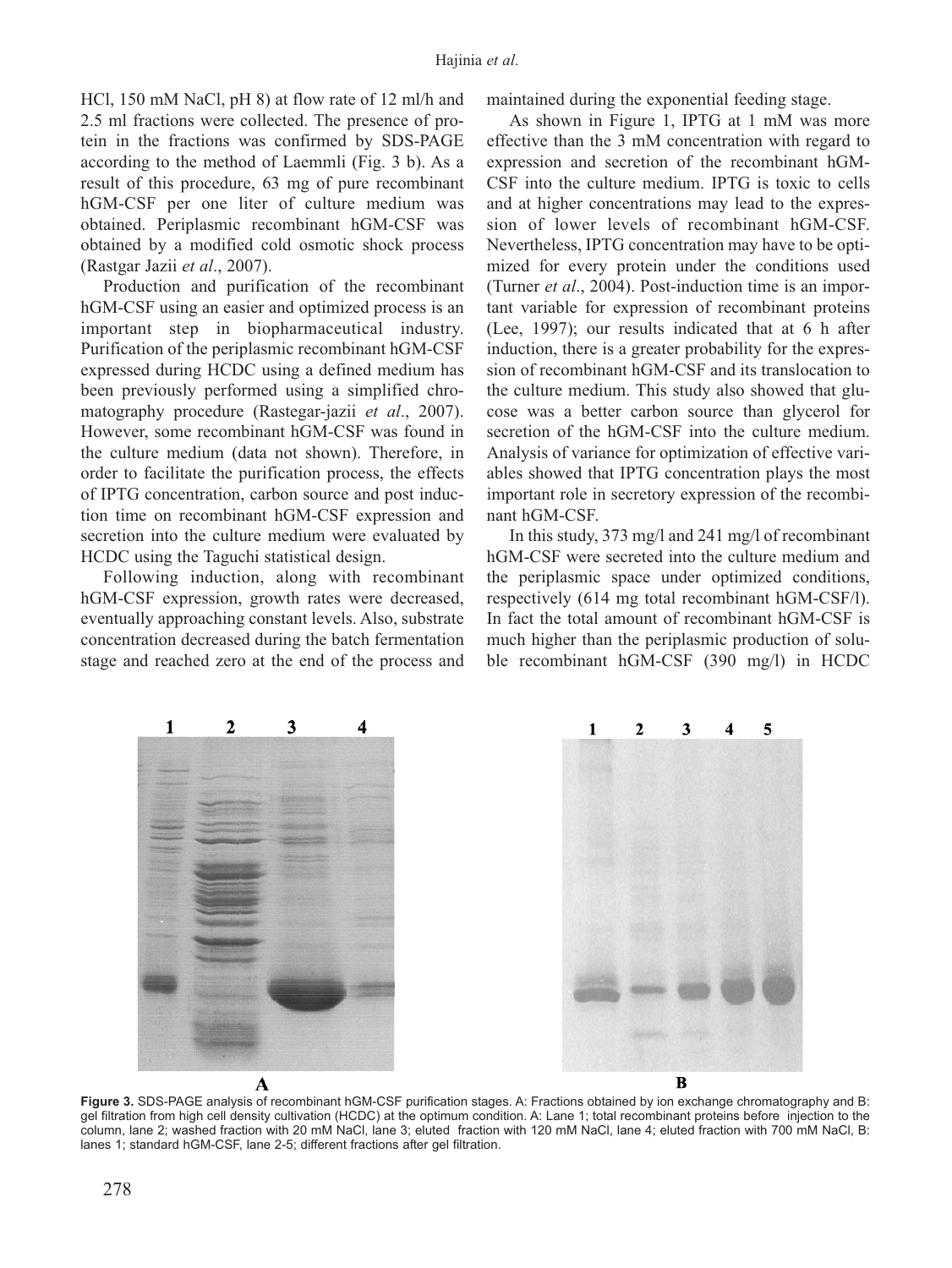HCl, 150 mM NaCl, pH 8) at flow rate of 12 ml/h and 2.5 ml fractions were collected. The presence of protein in the fractions was confirmed by SDS-PAGE according to the method of Laemmli (Fig. 3 b). As a result of this procedure, 63 mg of pure recombinant hGM-CSF per one liter of culture medium was obtained. Periplasmic recombinant hGM-CSF was obtained by a modified cold osmotic shock process (Rastgar Jazii *et al*., 2007).

Production and purification of the recombinant hGM-CSF using an easier and optimized process is an important step in biopharmaceutical industry. Purification of the periplasmic recombinant hGM-CSF expressed during HCDC using a defined medium has been previously performed using a simplified chromatography procedure (Rastegar-jazii *et al*., 2007). However, some recombinant hGM-CSF was found in the culture medium (data not shown). Therefore, in order to facilitate the purification process, the effects of IPTG concentration, carbon source and post induction time on recombinant hGM-CSF expression and secretion into the culture medium were evaluated by HCDC using the Taguchi statistical design.

Following induction, along with recombinant hGM-CSF expression, growth rates were decreased, eventually approaching constant levels. Also, substrate concentration decreased during the batch fermentation stage and reached zero at the end of the process and maintained during the exponential feeding stage.

As shown in Figure 1, IPTG at 1 mM was more effective than the 3 mM concentration with regard to expression and secretion of the recombinant hGM-CSF into the culture medium. IPTG is toxic to cells and at higher concentrations may lead to the expression of lower levels of recombinant hGM-CSF. Nevertheless, IPTG concentration may have to be optimized for every protein under the conditions used (Turner *et al*., 2004). Post-induction time is an important variable for expression of recombinant proteins (Lee, 1997); our results indicated that at 6 h after induction, there is a greater probability for the expression of recombinant hGM-CSF and its translocation to the culture medium. This study also showed that glucose was a better carbon source than glycerol for secretion of the hGM-CSF into the culture medium. Analysis of variance for optimization of effective variables showed that IPTG concentration plays the most important role in secretory expression of the recombinant hGM-CSF.

In this study, 373 mg/l and 241 mg/l of recombinant hGM-CSF were secreted into the culture medium and the periplasmic space under optimized conditions, respectively (614 mg total recombinant hGM-CSF/l). In fact the total amount of recombinant hGM-CSF is much higher than the periplasmic production of soluble recombinant hGM-CSF (390 mg/l) in HCDC

**Figure 3.** SDS-PAGE analysis of recombinant hGM-CSF purification stages. A: Fractions obtained by ion exchange chromatography and B: gel filtration from high cell density cultivation (HCDC) at the optimum condition. A: Lane 1; total recombinant proteins before injection to the column, lane 2; washed fraction with 20 mM NaCl, lane 3; eluted fraction with 120 mM NaCl, lane 4; eluted fraction with 700 mM NaCl, B: lanes 1; standard hGM-CSF, lane 2-5; different fractions after gel filtration.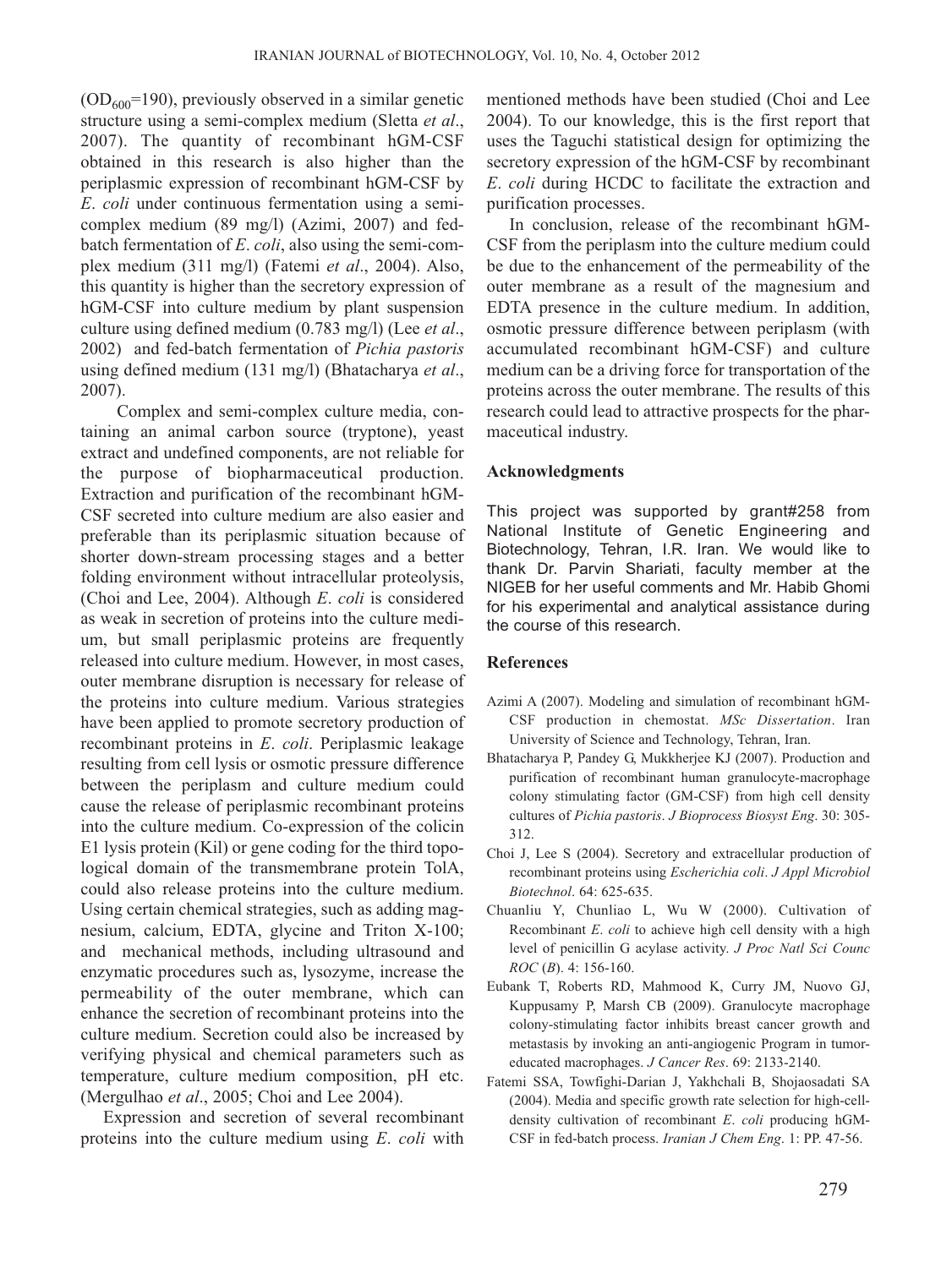($OD_{600}$=190), previously observed in a similar genetic structure using a semi-complex medium (Sletta *et al*., 2007). The quantity of recombinant hGM-CSF obtained in this research is also higher than the periplasmic expression of recombinant hGM-CSF by *E*. *coli* under continuous fermentation using a semi-complex medium (89 mg/l) (Azimi, 2007) and fed-batch fermentation of *E*. *coli*, also using the semi-complex medium (311 mg/l) (Fatemi *et al*., 2004). Also, this quantity is higher than the secretory expression of hGM-CSF into culture medium by plant suspension culture using defined medium (0.783 mg/l) (Lee *et al*., 2002) and fed-batch fermentation of *Pichia pastoris* using defined medium (131 mg/l) (Bhatacharya *et al*., 2007).

Complex and semi-complex culture media, containing an animal carbon source (tryptone), yeast extract and undefined components, are not reliable for the purpose of biopharmaceutical production. Extraction and purification of the recombinant hGM-CSF secreted into culture medium are also easier and preferable than its periplasmic situation because of shorter down-stream processing stages and a better folding environment without intracellular proteolysis, (Choi and Lee, 2004). Although *E*. *coli* is considered as weak in secretion of proteins into the culture medium, but small periplasmic proteins are frequently released into culture medium. However, in most cases, outer membrane disruption is necessary for release of the proteins into culture medium. Various strategies have been applied to promote secretory production of recombinant proteins in *E*. *coli*. Periplasmic leakage resulting from cell lysis or osmotic pressure difference between the periplasm and culture medium could cause the release of periplasmic recombinant proteins into the culture medium. Co-expression of the colicin E1 lysis protein (Kil) or gene coding for the third topological domain of the transmembrane protein TolA, could also release proteins into the culture medium. Using certain chemical strategies, such as adding magnesium, calcium, EDTA, glycine and Triton X-100; and mechanical methods, including ultrasound and enzymatic procedures such as, lysozyme, increase the permeability of the outer membrane, which can enhance the secretion of recombinant proteins into the culture medium. Secretion could also be increased by verifying physical and chemical parameters such as temperature, culture medium composition, pH etc. (Mergulhao *et al*., 2005; Choi and Lee 2004).

Expression and secretion of several recombinant proteins into the culture medium using *E*. *coli* with mentioned methods have been studied (Choi and Lee 2004). To our knowledge, this is the first report that uses the Taguchi statistical design for optimizing the secretory expression of the hGM-CSF by recombinant *E*. *coli* during HCDC to facilitate the extraction and purification processes.

In conclusion, release of the recombinant hGM-CSF from the periplasm into the culture medium could be due to the enhancement of the permeability of the outer membrane as a result of the magnesium and EDTA presence in the culture medium. In addition, osmotic pressure difference between periplasm (with accumulated recombinant hGM-CSF) and culture medium can be a driving force for transportation of the proteins across the outer membrane. The results of this research could lead to attractive prospects for the pharmaceutical industry.

## Acknowledgments

This project was supported by grant#258 from National Institute of Genetic Engineering and Biotechnology, Tehran, I.R. Iran. We would like to thank Dr. Parvin Shariati, faculty member at the NIGEB for her useful comments and Mr. Habib Ghomi for his experimental and analytical assistance during the course of this research.

## References

Azimi A (2007). Modeling and simulation of recombinant hGM-CSF production in chemostat. *MSc Dissertation*. Iran University of Science and Technology, Tehran, Iran.

Bhatacharya P, Pandey G, Mukkherjee KJ (2007). Production and purification of recombinant human granulocyte-macrophage colony stimulating factor (GM-CSF) from high cell density cultures of *Pichia pastoris*. *J Bioprocess Biosyst Eng*. 30: 305-312.

Choi J, Lee S (2004). Secretory and extracellular production of recombinant proteins using *Escherichia coli*. *J Appl Microbiol Biotechnol*. 64: 625-635.

Chuanliu Y, Chunliao L, Wu W (2000). Cultivation of Recombinant *E. coli* to achieve high cell density with a high level of penicillin G acylase activity. *J Proc Natl Sci Counc ROC* (*B*). 4: 156-160.

Eubank T, Roberts RD, Mahmood K, Curry JM, Nuovo GJ, Kuppusamy P, Marsh CB (2009). Granulocyte macrophage colony-stimulating factor inhibits breast cancer growth and metastasis by invoking an anti-angiogenic Program in tumor-educated macrophages. *J Cancer Res*. 69: 2133-2140.

Fatemi SSA, Towfighi-Darian J, Yakhchali B, Shojaosadati SA (2004). Media and specific growth rate selection for high-cell-density cultivation of recombinant *E*. *coli* producing hGM-CSF in fed-batch process. *Iranian J Chem Eng*. 1: PP. 47-56.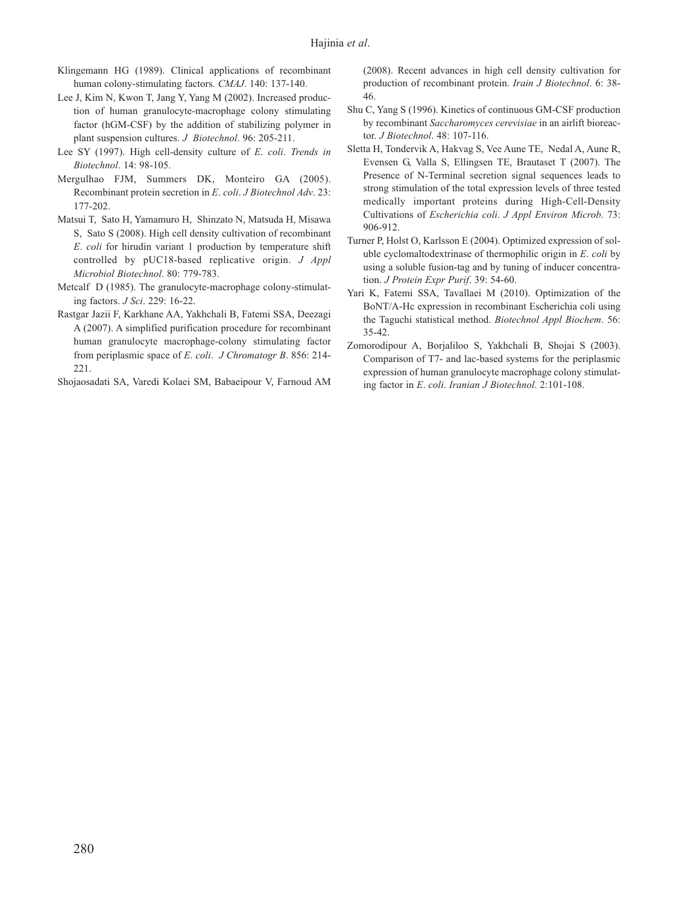Klingemann HG (1989). Clinical applications of recombinant human colony-stimulating factors. *CMAJ*. 140: 137-140.

Lee J, Kim N, Kwon T, Jang Y, Yang M (2002). Increased production of human granulocyte-macrophage colony stimulating factor (hGM-CSF) by the addition of stabilizing polymer in plant suspension cultures. *J Biotechnol*. 96: 205-211.

Lee SY (1997). High cell-density culture of *E. coli*. *Trends in Biotechnol*. 14: 98-105.

Mergulhao FJM, Summers DK, Monteiro GA (2005). Recombinant protein secretion in *E. coli*. *J Biotechnol Adv*. 23: 177-202.

Matsui T, Sato H, Yamamuro H, Shinzato N, Matsuda H, Misawa S, Sato S (2008). High cell density cultivation of recombinant *E. coli* for hirudin variant 1 production by temperature shift controlled by pUC18-based replicative origin. *J Appl Microbiol Biotechnol*. 80: 779-783.

Metcalf D (1985). The granulocyte-macrophage colony-stimulating factors. *J Sci*. 229: 16-22.

Rastgar Jazii F, Karkhane AA, Yakhchali B, Fatemi SSA, Deezagi A (2007). A simplified purification procedure for recombinant human granulocyte macrophage-colony stimulating factor from periplasmic space of *E. coli*. *J Chromatogr B*. 856: 214-221.

Shojaosadati SA, Varedi Kolaei SM, Babaeipour V, Farnoud AM (2008). Recent advances in high cell density cultivation for production of recombinant protein. *Irain J Biotechnol*. 6: 38-46.

Shu C, Yang S (1996). Kinetics of continuous GM-CSF production by recombinant *Saccharomyces cerevisiae* in an airlift bioreactor. *J Biotechnol*. 48: 107-116.

Sletta H, Tondervik A, Hakvag S, Vee Aune TE, Nedal A, Aune R, Evensen G, Valla S, Ellingsen TE, Brautaset T (2007). The Presence of N-Terminal secretion signal sequences leads to strong stimulation of the total expression levels of three tested medically important proteins during High-Cell-Density Cultivations of *Escherichia coli*. *J Appl Environ Microb*. 73: 906-912.

Turner P, Holst O, Karlsson E (2004). Optimized expression of soluble cyclomaltodextrinase of thermophilic origin in *E. coli* by using a soluble fusion-tag and by tuning of inducer concentration. *J Protein Expr Purif*. 39: 54-60.

Yari K, Fatemi SSA, Tavallaei M (2010). Optimization of the BoNT/A-Hc expression in recombinant Escherichia coli using the Taguchi statistical method. *Biotechnol Appl Biochem*. 56: 35-42.

Zomorodipour A, Borjaliloo S, Yakhchali B, Shojai S (2003). Comparison of T7- and lac-based systems for the periplasmic expression of human granulocyte macrophage colony stimulating factor in *E. coli*. *Iranian J Biotechnol*. 2:101-108.